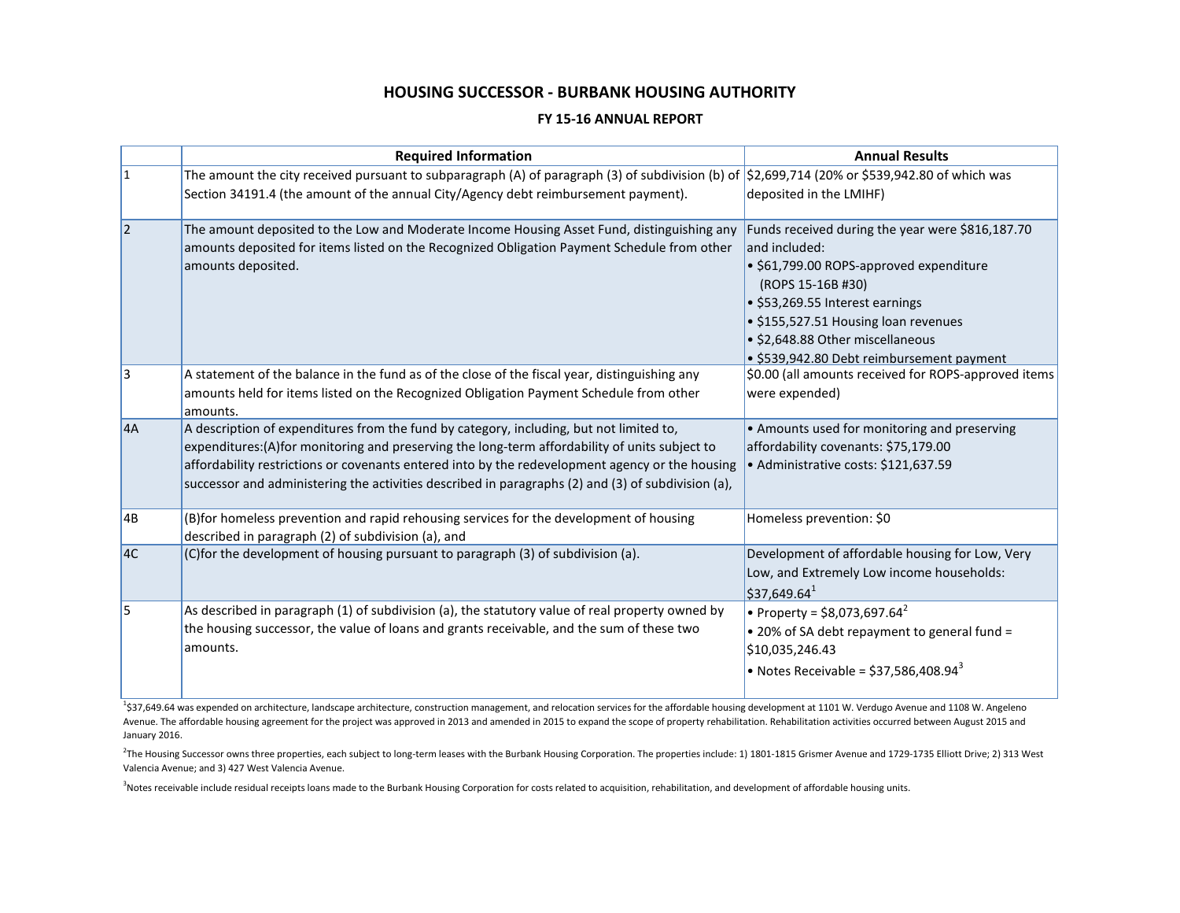# HOUSING SUCCESSOR - BURBANK HOUSING AUTHORITY

## FY 15-16 ANNUAL REPORT

| | Required Information | Annual Results |
|---|---|---|
| 1 | The amount the city received pursuant to subparagraph (A) of paragraph (3) of subdivision (b) of Section 34191.4 (the amount of the annual City/Agency debt reimbursement payment). | \$2,699,714 (20% or \$539,942.80 of which was deposited in the LMIHF) |
| 2 | The amount deposited to the Low and Moderate Income Housing Asset Fund, distinguishing any amounts deposited for items listed on the Recognized Obligation Payment Schedule from other amounts deposited. | Funds received during the year were \$816,187.70 and included:<br>• \$61,799.00 ROPS-approved expenditure (ROPS 15-16B #30)<br>• \$53,269.55 Interest earnings<br>• \$155,527.51 Housing loan revenues<br>• \$2,648.88 Other miscellaneous<br>• \$539,942.80 Debt reimbursement payment |
| 3 | A statement of the balance in the fund as of the close of the fiscal year, distinguishing any amounts held for items listed on the Recognized Obligation Payment Schedule from other amounts. | \$0.00 (all amounts received for ROPS-approved items were expended) |
| 4A | A description of expenditures from the fund by category, including, but not limited to, expenditures:(A)for monitoring and preserving the long-term affordability of units subject to affordability restrictions or covenants entered into by the redevelopment agency or the housing successor and administering the activities described in paragraphs (2) and (3) of subdivision (a), | • Amounts used for monitoring and preserving affordability covenants: \$75,179.00<br>• Administrative costs: \$121,637.59 |
| 4B | (B)for homeless prevention and rapid rehousing services for the development of housing described in paragraph (2) of subdivision (a), and | Homeless prevention: \$0 |
| 4C | (C)for the development of housing pursuant to paragraph (3) of subdivision (a). | Development of affordable housing for Low, Very Low, and Extremely Low income households: \$37,649.64[1] |
| 5 | As described in paragraph (1) of subdivision (a), the statutory value of real property owned by the housing successor, the value of loans and grants receivable, and the sum of these two amounts. | • Property = \$8,073,697.64[2]<br>• 20% of SA debt repayment to general fund = \$10,035,246.43<br>• Notes Receivable = \$37,586,408.94[3] |

[1]\$37,649.64 was expended on architecture, landscape architecture, construction management, and relocation services for the affordable housing development at 1101 W. Verdugo Avenue and 1108 W. Angeleno Avenue. The affordable housing agreement for the project was approved in 2013 and amended in 2015 to expand the scope of property rehabilitation. Rehabilitation activities occurred between August 2015 and January 2016.

[2]The Housing Successor owns three properties, each subject to long-term leases with the Burbank Housing Corporation. The properties include: 1) 1801-1815 Grismer Avenue and 1729-1735 Elliott Drive; 2) 313 West Valencia Avenue; and 3) 427 West Valencia Avenue.

[3]Notes receivable include residual receipts loans made to the Burbank Housing Corporation for costs related to acquisition, rehabilitation, and development of affordable housing units.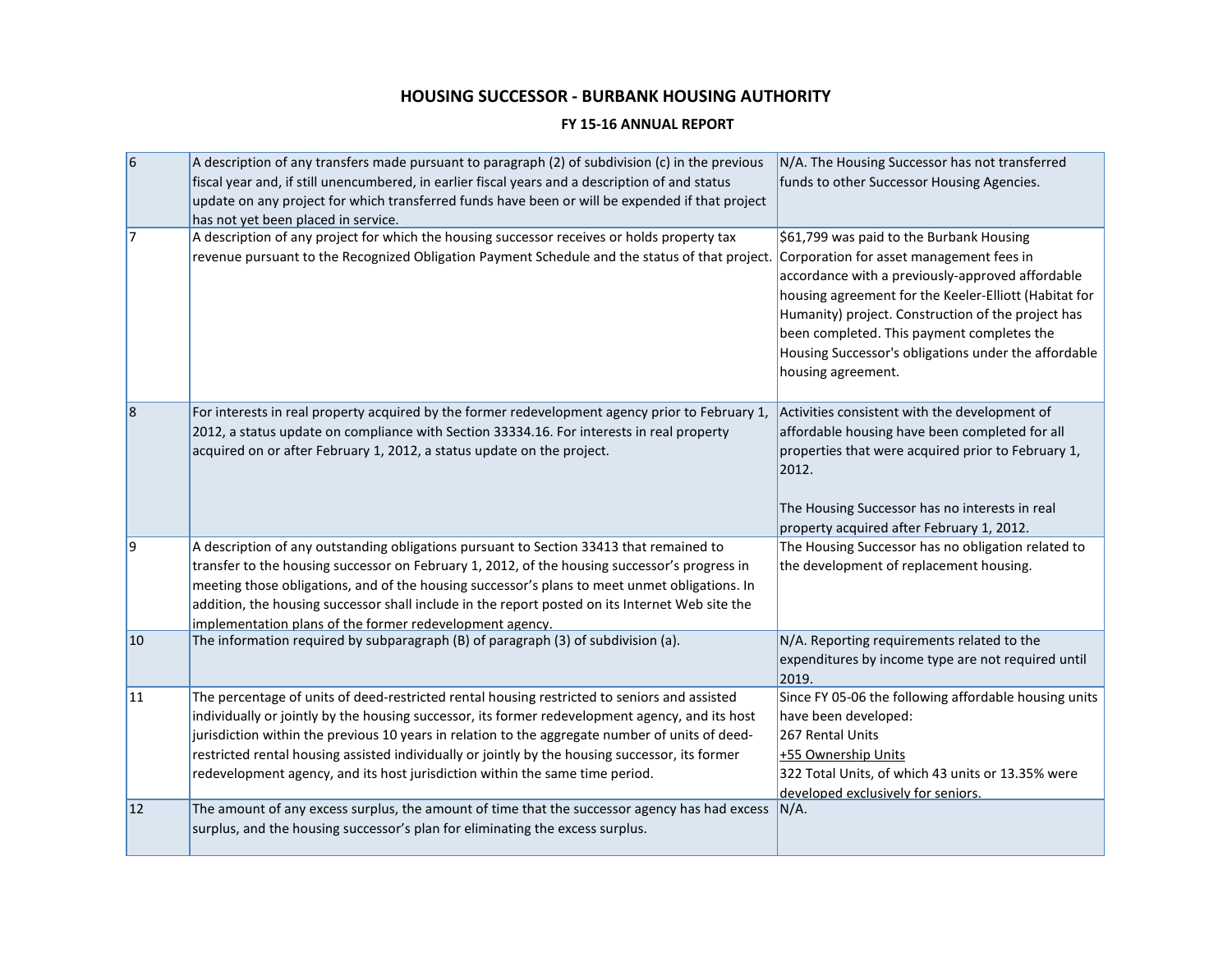# HOUSING SUCCESSOR - BURBANK HOUSING AUTHORITY

## FY 15-16 ANNUAL REPORT

| | | |
|---|---|---|
| 6 | A description of any transfers made pursuant to paragraph (2) of subdivision (c) in the previous fiscal year and, if still unencumbered, in earlier fiscal years and a description of and status update on any project for which transferred funds have been or will be expended if that project has not yet been placed in service. | N/A. The Housing Successor has not transferred funds to other Successor Housing Agencies. |
| 7 | A description of any project for which the housing successor receives or holds property tax revenue pursuant to the Recognized Obligation Payment Schedule and the status of that project. | $61,799 was paid to the Burbank Housing Corporation for asset management fees in accordance with a previously-approved affordable housing agreement for the Keeler-Elliott (Habitat for Humanity) project. Construction of the project has been completed. This payment completes the Housing Successor's obligations under the affordable housing agreement. |
| 8 | For interests in real property acquired by the former redevelopment agency prior to February 1, 2012, a status update on compliance with Section 33334.16. For interests in real property acquired on or after February 1, 2012, a status update on the project. | Activities consistent with the development of affordable housing have been completed for all properties that were acquired prior to February 1, 2012.<br><br>The Housing Successor has no interests in real property acquired after February 1, 2012. |
| 9 | A description of any outstanding obligations pursuant to Section 33413 that remained to transfer to the housing successor on February 1, 2012, of the housing successor's progress in meeting those obligations, and of the housing successor's plans to meet unmet obligations. In addition, the housing successor shall include in the report posted on its Internet Web site the implementation plans of the former redevelopment agency. | The Housing Successor has no obligation related to the development of replacement housing. |
| 10 | The information required by subparagraph (B) of paragraph (3) of subdivision (a). | N/A. Reporting requirements related to the expenditures by income type are not required until 2019. |
| 11 | The percentage of units of deed-restricted rental housing restricted to seniors and assisted individually or jointly by the housing successor, its former redevelopment agency, and its host jurisdiction within the previous 10 years in relation to the aggregate number of units of deed-restricted rental housing assisted individually or jointly by the housing successor, its former redevelopment agency, and its host jurisdiction within the same time period. | Since FY 05-06 the following affordable housing units have been developed:<br>267 Rental Units<br>+55 Ownership Units<br>322 Total Units, of which 43 units or 13.35% were developed exclusively for seniors. |
| 12 | The amount of any excess surplus, the amount of time that the successor agency has had excess surplus, and the housing successor's plan for eliminating the excess surplus. | N/A. |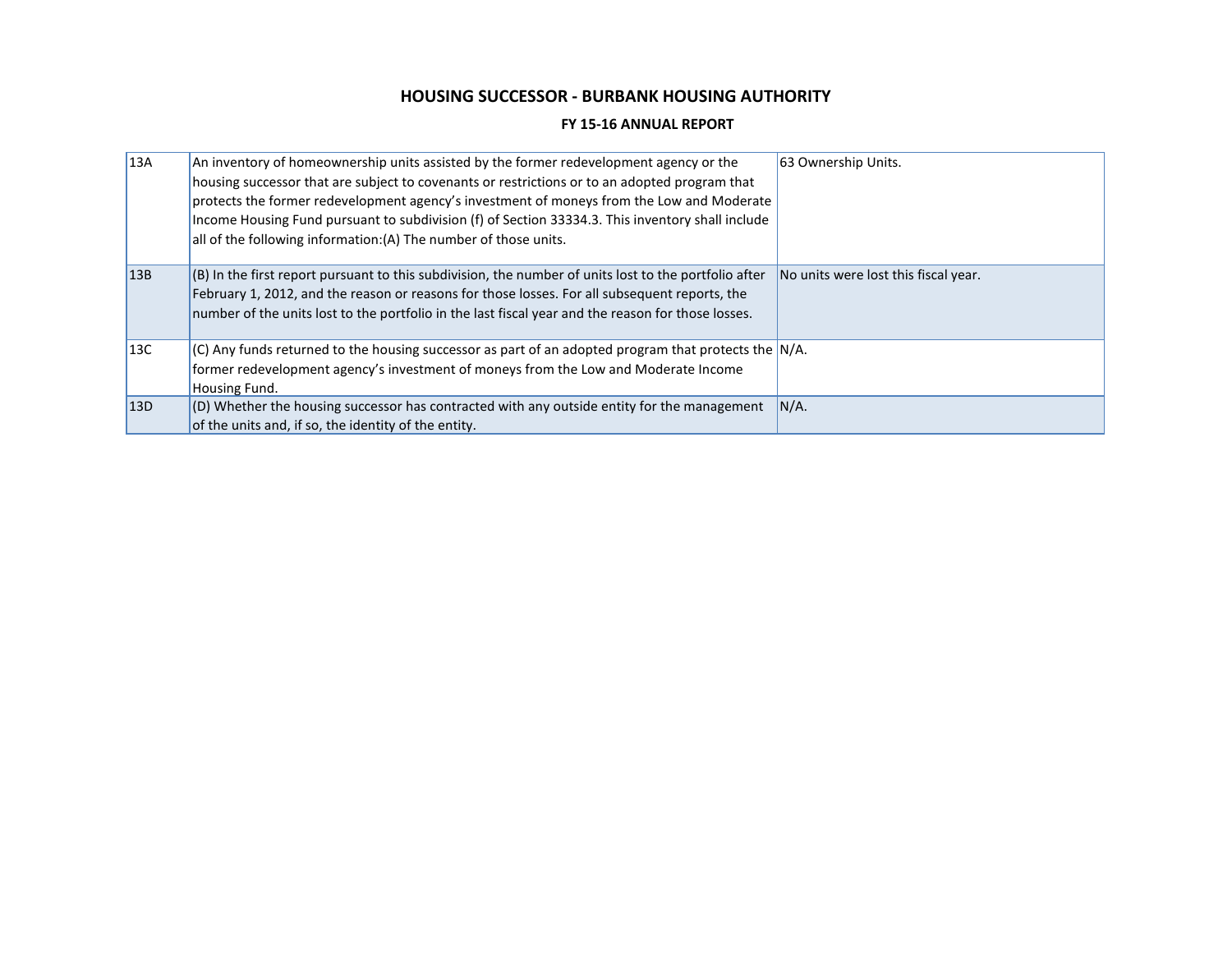# HOUSING SUCCESSOR - BURBANK HOUSING AUTHORITY

## FY 15-16 ANNUAL REPORT

| | | |
|---|---|---|
| 13A | An inventory of homeownership units assisted by the former redevelopment agency or the housing successor that are subject to covenants or restrictions or to an adopted program that protects the former redevelopment agency's investment of moneys from the Low and Moderate Income Housing Fund pursuant to subdivision (f) of Section 33334.3. This inventory shall include all of the following information:(A) The number of those units. | 63 Ownership Units. |
| 13B | (B) In the first report pursuant to this subdivision, the number of units lost to the portfolio after February 1, 2012, and the reason or reasons for those losses. For all subsequent reports, the number of the units lost to the portfolio in the last fiscal year and the reason for those losses. | No units were lost this fiscal year. |
| 13C | (C) Any funds returned to the housing successor as part of an adopted program that protects the former redevelopment agency's investment of moneys from the Low and Moderate Income Housing Fund. | N/A. |
| 13D | (D) Whether the housing successor has contracted with any outside entity for the management of the units and, if so, the identity of the entity. | N/A. |